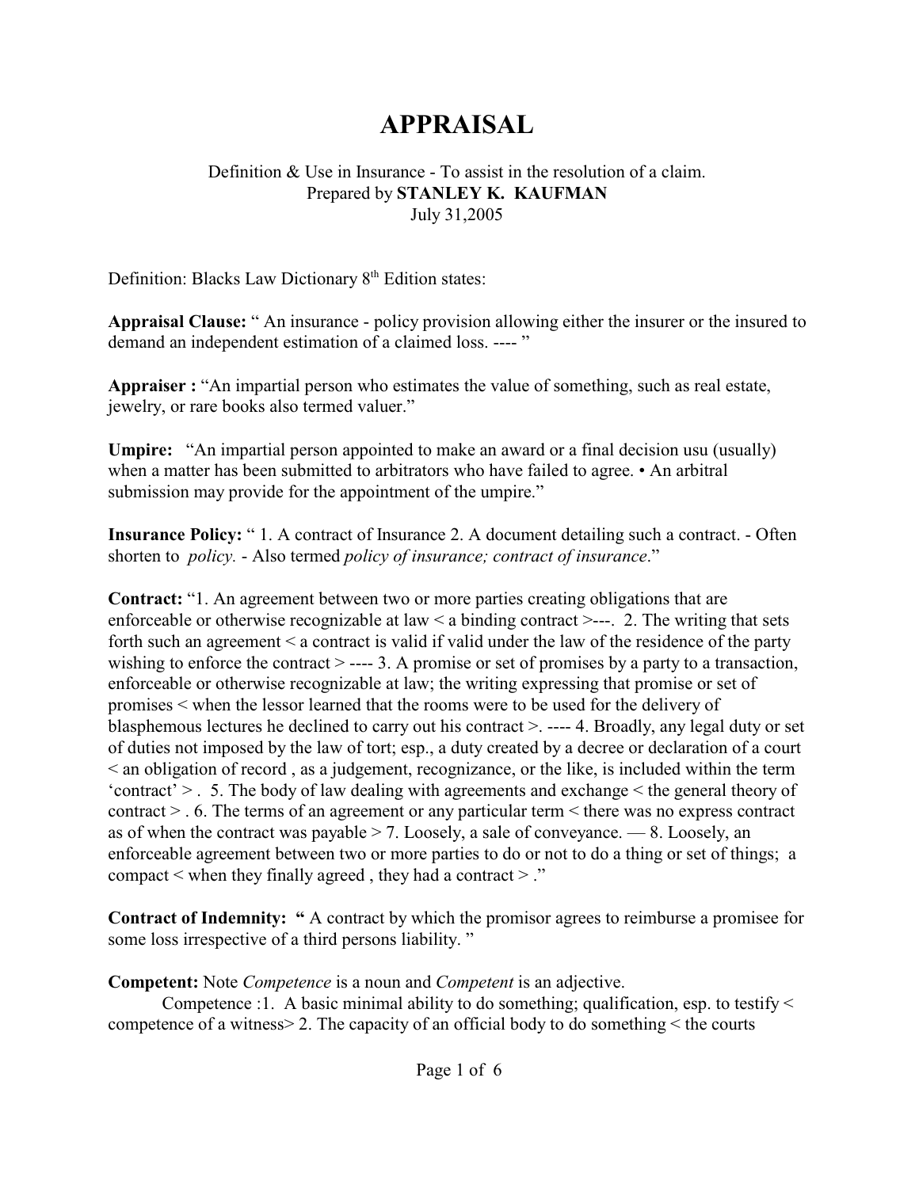# APPRAISAL

Definition & Use in Insurance - To assist in the resolution of a claim.
Prepared by **STANLEY K. KAUFMAN**
July 31,2005

Definition: Blacks Law Dictionary 8th Edition states:

**Appraisal Clause:** " An insurance - policy provision allowing either the insurer or the insured to demand an independent estimation of a claimed loss. ---- "

**Appraiser :** "An impartial person who estimates the value of something, such as real estate, jewelry, or rare books also termed valuer."

**Umpire:** "An impartial person appointed to make an award or a final decision usu (usually) when a matter has been submitted to arbitrators who have failed to agree. • An arbitral submission may provide for the appointment of the umpire."

**Insurance Policy:** " 1. A contract of Insurance 2. A document detailing such a contract. - Often shorten to *policy.* - Also termed *policy of insurance; contract of insurance*."

**Contract:** "1. An agreement between two or more parties creating obligations that are enforceable or otherwise recognizable at law < a binding contract >---. 2. The writing that sets forth such an agreement < a contract is valid if valid under the law of the residence of the party wishing to enforce the contract > ---- 3. A promise or set of promises by a party to a transaction, enforceable or otherwise recognizable at law; the writing expressing that promise or set of promises < when the lessor learned that the rooms were to be used for the delivery of blasphemous lectures he declined to carry out his contract >. ---- 4. Broadly, any legal duty or set of duties not imposed by the law of tort; esp., a duty created by a decree or declaration of a court < an obligation of record , as a judgement, recognizance, or the like, is included within the term 'contract' > . 5. The body of law dealing with agreements and exchange < the general theory of contract > . 6. The terms of an agreement or any particular term < there was no express contract as of when the contract was payable > 7. Loosely, a sale of conveyance. — 8. Loosely, an enforceable agreement between two or more parties to do or not to do a thing or set of things; a compact < when they finally agreed , they had a contract > ."

**Contract of Indemnity: "** A contract by which the promisor agrees to reimburse a promisee for some loss irrespective of a third persons liability. "

**Competent:** Note *Competence* is a noun and *Competent* is an adjective.

Competence :1. A basic minimal ability to do something; qualification, esp. to testify < competence of a witness> 2. The capacity of an official body to do something < the courts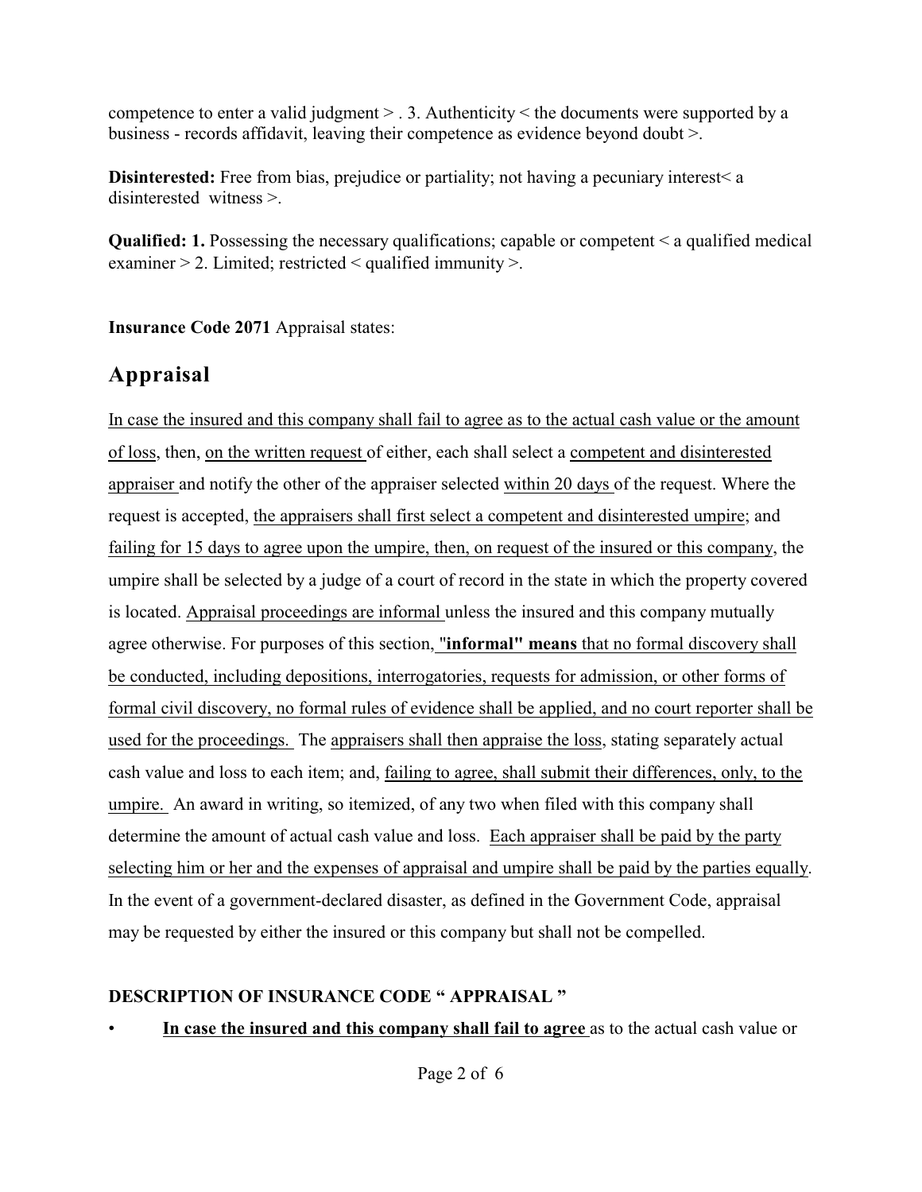competence to enter a valid judgment > . 3. Authenticity < the documents were supported by a business - records affidavit, leaving their competence as evidence beyond doubt >.

**Disinterested:** Free from bias, prejudice or partiality; not having a pecuniary interest< a disinterested witness >.

**Qualified: 1.** Possessing the necessary qualifications; capable or competent < a qualified medical examiner > 2. Limited; restricted < qualified immunity >.

**Insurance Code 2071** Appraisal states:

## Appraisal

In case the insured and this company shall fail to agree as to the actual cash value or the amount of loss, then, on the written request of either, each shall select a competent and disinterested appraiser and notify the other of the appraiser selected within 20 days of the request. Where the request is accepted, the appraisers shall first select a competent and disinterested umpire; and failing for 15 days to agree upon the umpire, then, on request of the insured or this company, the umpire shall be selected by a judge of a court of record in the state in which the property covered is located. Appraisal proceedings are informal unless the insured and this company mutually agree otherwise. For purposes of this section, **"informal" means** that no formal discovery shall be conducted, including depositions, interrogatories, requests for admission, or other forms of formal civil discovery, no formal rules of evidence shall be applied, and no court reporter shall be used for the proceedings. The appraisers shall then appraise the loss, stating separately actual cash value and loss to each item; and, failing to agree, shall submit their differences, only, to the umpire. An award in writing, so itemized, of any two when filed with this company shall determine the amount of actual cash value and loss. Each appraiser shall be paid by the party selecting him or her and the expenses of appraisal and umpire shall be paid by the parties equally. In the event of a government-declared disaster, as defined in the Government Code, appraisal may be requested by either the insured or this company but shall not be compelled.

**DESCRIPTION OF INSURANCE CODE " APPRAISAL "**

- **In case the insured and this company shall fail to agree** as to the actual cash value or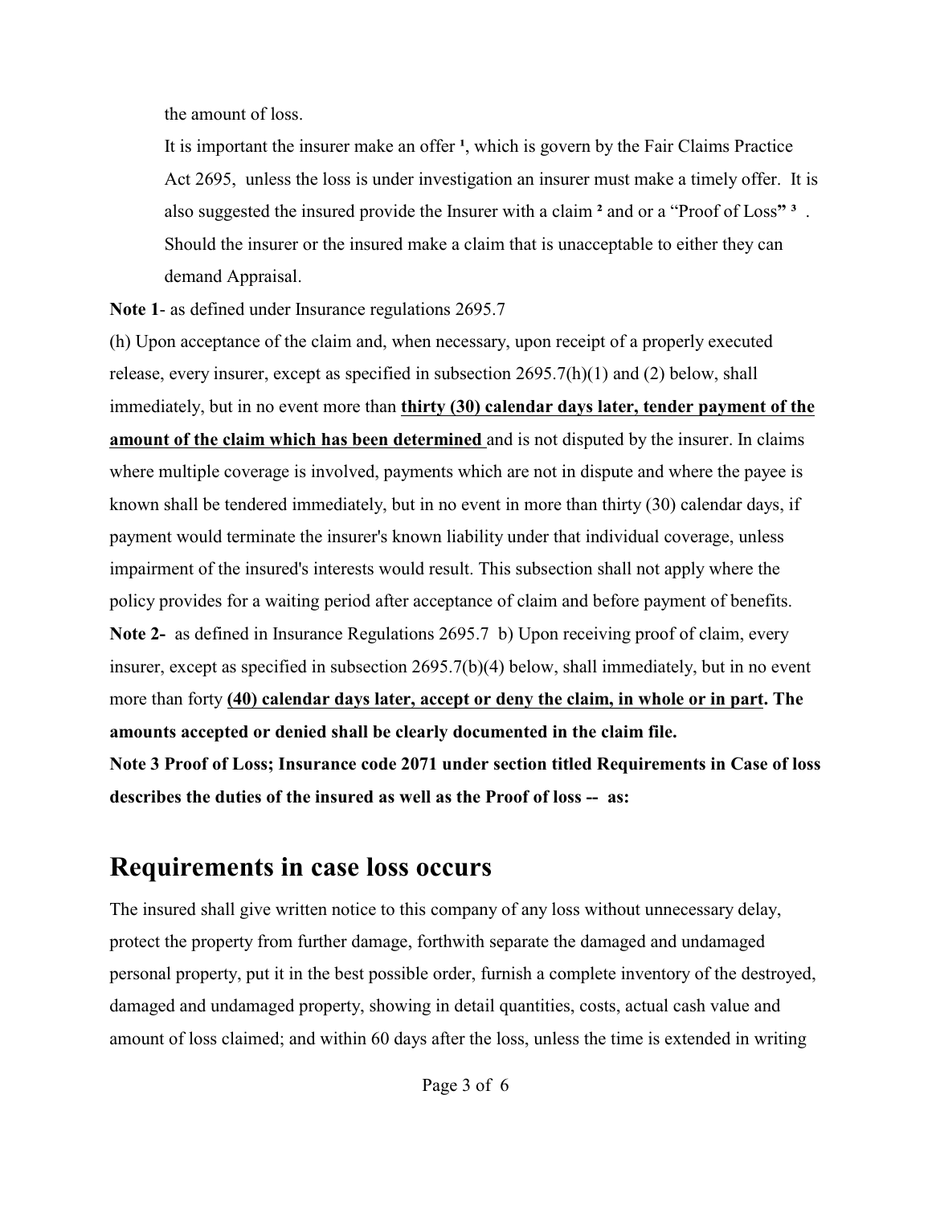the amount of loss.

It is important the insurer make an offer [1], which is govern by the Fair Claims Practice Act 2695, unless the loss is under investigation an insurer must make a timely offer. It is also suggested the insured provide the Insurer with a claim [2] and or a "Proof of Loss" [3]. Should the insurer or the insured make a claim that is unacceptable to either they can demand Appraisal.

**Note 1**- as defined under Insurance regulations 2695.7

(h) Upon acceptance of the claim and, when necessary, upon receipt of a properly executed release, every insurer, except as specified in subsection 2695.7(h)(1) and (2) below, shall immediately, but in no event more than **<u>thirty (30) calendar days later, tender payment of the amount of the claim which has been determined</u>** and is not disputed by the insurer. In claims where multiple coverage is involved, payments which are not in dispute and where the payee is known shall be tendered immediately, but in no event in more than thirty (30) calendar days, if payment would terminate the insurer's known liability under that individual coverage, unless impairment of the insured's interests would result. This subsection shall not apply where the policy provides for a waiting period after acceptance of claim and before payment of benefits.

**Note 2-** as defined in Insurance Regulations 2695.7 b) Upon receiving proof of claim, every insurer, except as specified in subsection 2695.7(b)(4) below, shall immediately, but in no event more than forty **<u>(40) calendar days later, accept or deny the claim, in whole or in part</u>. The amounts accepted or denied shall be clearly documented in the claim file.**

**Note 3 Proof of Loss; Insurance code 2071 under section titled Requirements in Case of loss describes the duties of the insured as well as the Proof of loss -- as:**

## Requirements in case loss occurs

The insured shall give written notice to this company of any loss without unnecessary delay, protect the property from further damage, forthwith separate the damaged and undamaged personal property, put it in the best possible order, furnish a complete inventory of the destroyed, damaged and undamaged property, showing in detail quantities, costs, actual cash value and amount of loss claimed; and within 60 days after the loss, unless the time is extended in writing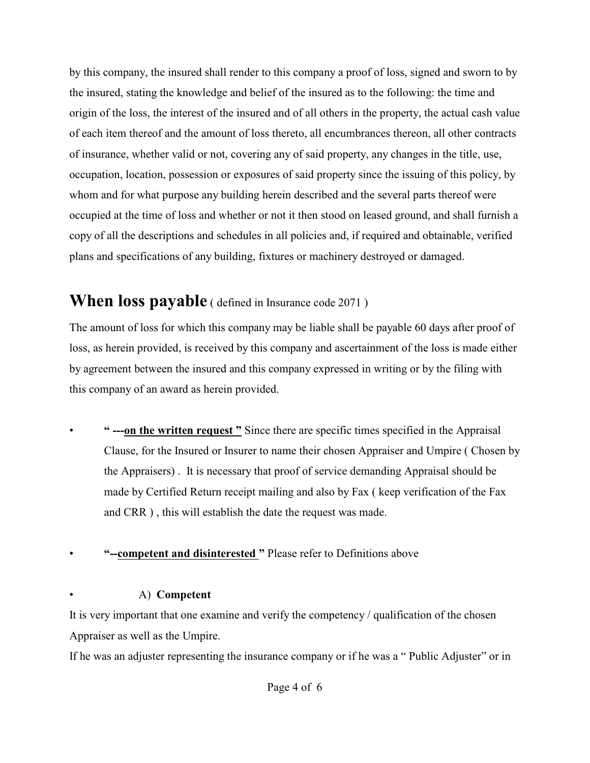by this company, the insured shall render to this company a proof of loss, signed and sworn to by the insured, stating the knowledge and belief of the insured as to the following: the time and origin of the loss, the interest of the insured and of all others in the property, the actual cash value of each item thereof and the amount of loss thereto, all encumbrances thereon, all other contracts of insurance, whether valid or not, covering any of said property, any changes in the title, use, occupation, location, possession or exposures of said property since the issuing of this policy, by whom and for what purpose any building herein described and the several parts thereof were occupied at the time of loss and whether or not it then stood on leased ground, and shall furnish a copy of all the descriptions and schedules in all policies and, if required and obtainable, verified plans and specifications of any building, fixtures or machinery destroyed or damaged.

## When loss payable ( defined in Insurance code 2071 )

The amount of loss for which this company may be liable shall be payable 60 days after proof of loss, as herein provided, is received by this company and ascertainment of the loss is made either by agreement between the insured and this company expressed in writing or by the filing with this company of an award as herein provided.

- **" ---on the written request "** Since there are specific times specified in the Appraisal Clause, for the Insured or Insurer to name their chosen Appraiser and Umpire ( Chosen by the Appraisers) . It is necessary that proof of service demanding Appraisal should be made by Certified Return receipt mailing and also by Fax ( keep verification of the Fax and CRR ) , this will establish the date the request was made.

- **"--competent and disinterested "** Please refer to Definitions above

- A) **Competent**

It is very important that one examine and verify the competency / qualification of the chosen Appraiser as well as the Umpire.

If he was an adjuster representing the insurance company or if he was a " Public Adjuster" or in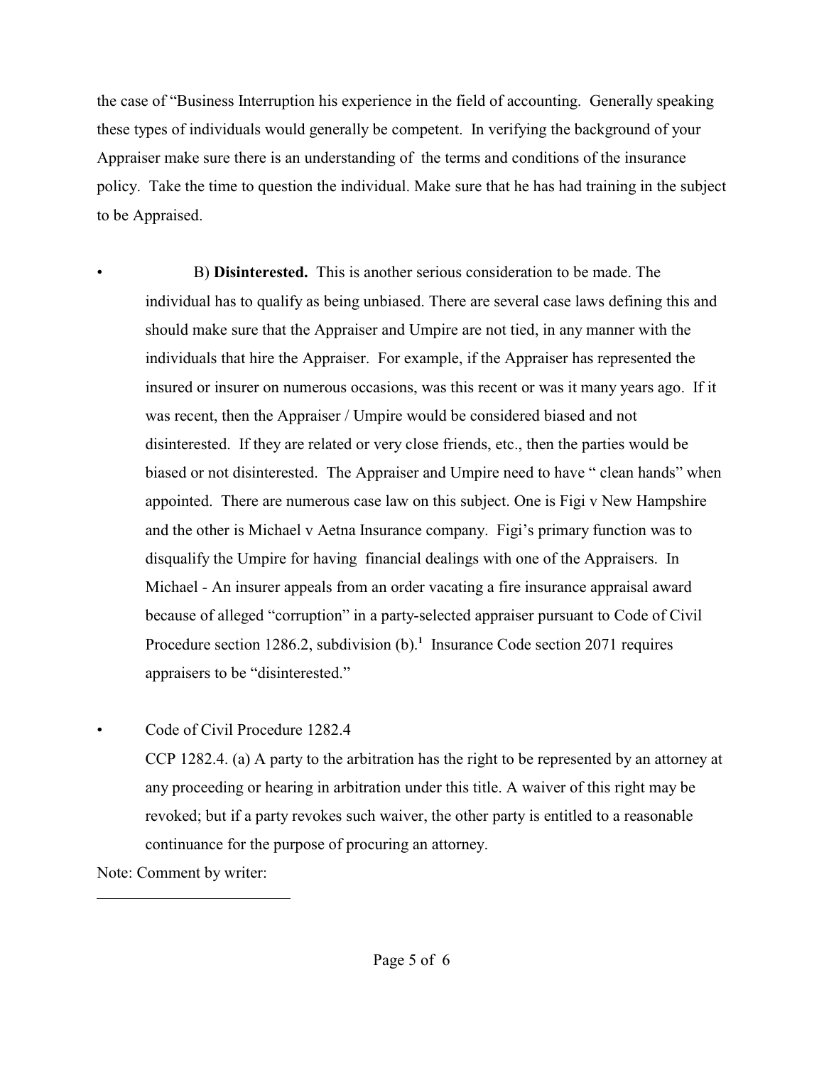the case of "Business Interruption his experience in the field of accounting. Generally speaking these types of individuals would generally be competent. In verifying the background of your Appraiser make sure there is an understanding of the terms and conditions of the insurance policy. Take the time to question the individual. Make sure that he has had training in the subject to be Appraised.

- B) **Disinterested.** This is another serious consideration to be made. The individual has to qualify as being unbiased. There are several case laws defining this and should make sure that the Appraiser and Umpire are not tied, in any manner with the individuals that hire the Appraiser. For example, if the Appraiser has represented the insured or insurer on numerous occasions, was this recent or was it many years ago. If it was recent, then the Appraiser / Umpire would be considered biased and not disinterested. If they are related or very close friends, etc., then the parties would be biased or not disinterested. The Appraiser and Umpire need to have " clean hands" when appointed. There are numerous case law on this subject. One is Figi v New Hampshire and the other is Michael v Aetna Insurance company. Figi's primary function was to disqualify the Umpire for having financial dealings with one of the Appraisers. In Michael - An insurer appeals from an order vacating a fire insurance appraisal award because of alleged "corruption" in a party-selected appraiser pursuant to Code of Civil Procedure section 1286.2, subdivision (b).[1] Insurance Code section 2071 requires appraisers to be "disinterested."

- Code of Civil Procedure 1282.4

  CCP 1282.4. (a) A party to the arbitration has the right to be represented by an attorney at any proceeding or hearing in arbitration under this title. A waiver of this right may be revoked; but if a party revokes such waiver, the other party is entitled to a reasonable continuance for the purpose of procuring an attorney.

Note: Comment by writer: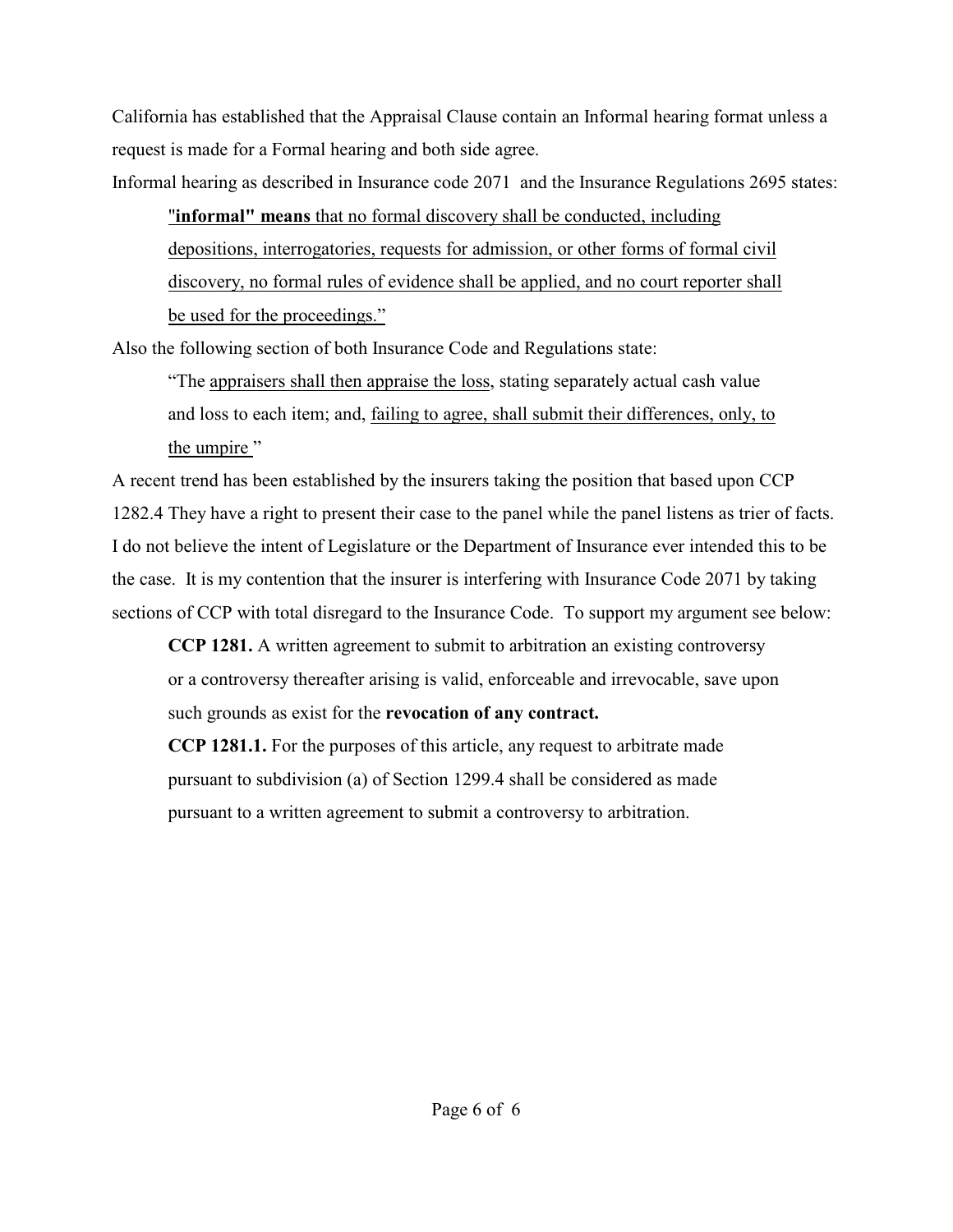California has established that the Appraisal Clause contain an Informal hearing format unless a request is made for a Formal hearing and both side agree.

Informal hearing as described in Insurance code 2071 and the Insurance Regulations 2695 states:

> "**informal" means** <u>that no formal discovery shall be conducted, including depositions, interrogatories, requests for admission, or other forms of formal civil discovery, no formal rules of evidence shall be applied, and no court reporter shall be used for the proceedings."</u>

Also the following section of both Insurance Code and Regulations state:

> "The <u>appraisers shall then appraise the loss</u>, stating separately actual cash value and loss to each item; and, <u>failing to agree, shall submit their differences, only, to the umpire</u> "

A recent trend has been established by the insurers taking the position that based upon CCP 1282.4 They have a right to present their case to the panel while the panel listens as trier of facts. I do not believe the intent of Legislature or the Department of Insurance ever intended this to be the case. It is my contention that the insurer is interfering with Insurance Code 2071 by taking sections of CCP with total disregard to the Insurance Code. To support my argument see below:

> **CCP 1281.** A written agreement to submit to arbitration an existing controversy or a controversy thereafter arising is valid, enforceable and irrevocable, save upon such grounds as exist for the **revocation of any contract.**
>
> **CCP 1281.1.** For the purposes of this article, any request to arbitrate made pursuant to subdivision (a) of Section 1299.4 shall be considered as made pursuant to a written agreement to submit a controversy to arbitration.